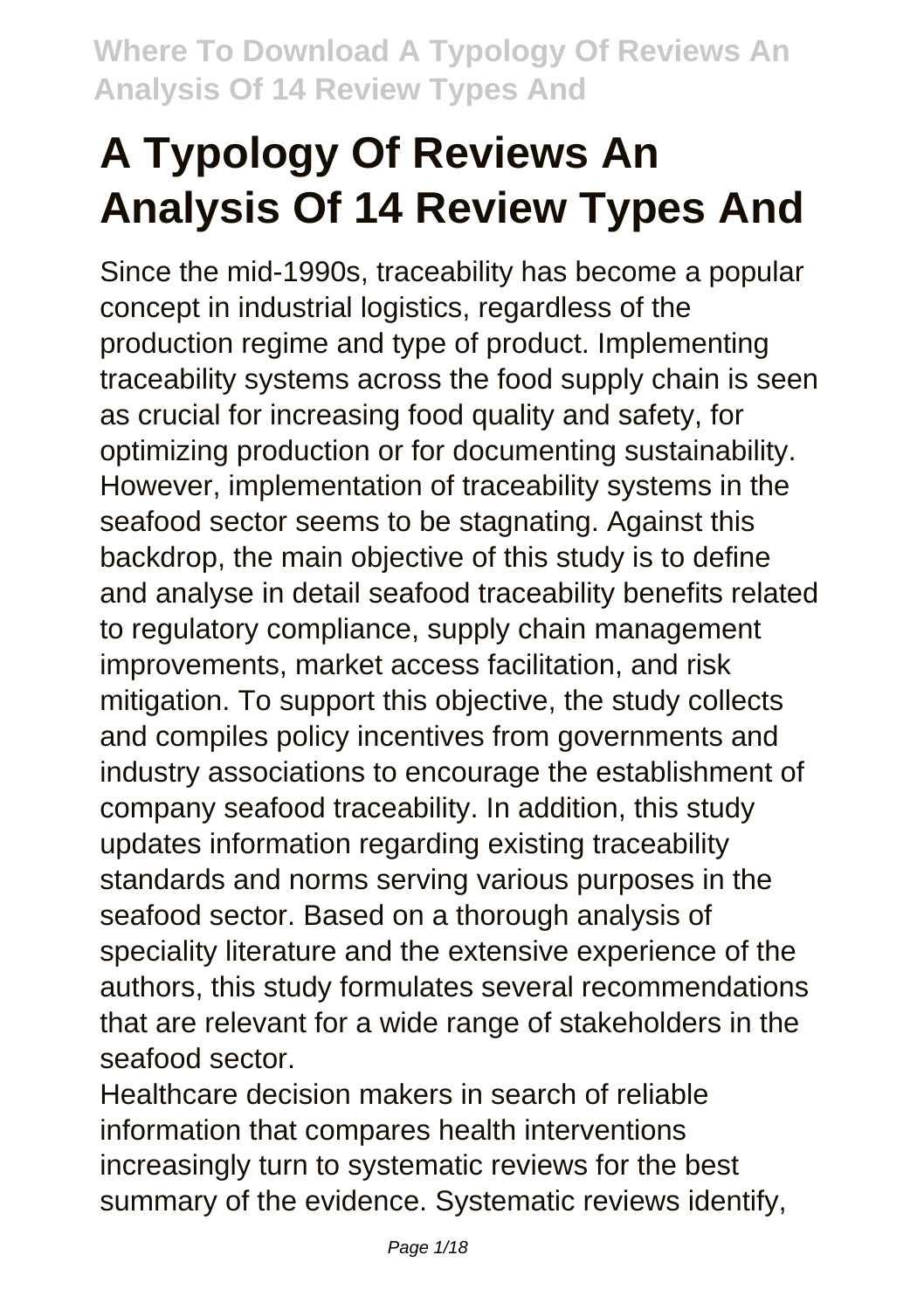# A Typology Of Reviews An Analysis Of 14 Review Types And

Since the mid-1990s, traceability has become a popular concept in industrial logistics, regardless of the production regime and type of product. Implementing traceability systems across the food supply chain is seen as crucial for increasing food quality and safety, for optimizing production or for documenting sustainability. However, implementation of traceability systems in the seafood sector seems to be stagnating. Against this backdrop, the main objective of this study is to define and analyse in detail seafood traceability benefits related to regulatory compliance, supply chain management improvements, market access facilitation, and risk mitigation. To support this objective, the study collects and compiles policy incentives from governments and industry associations to encourage the establishment of company seafood traceability. In addition, this study updates information regarding existing traceability standards and norms serving various purposes in the seafood sector. Based on a thorough analysis of speciality literature and the extensive experience of the authors, this study formulates several recommendations that are relevant for a wide range of stakeholders in the seafood sector.

Healthcare decision makers in search of reliable information that compares health interventions increasingly turn to systematic reviews for the best summary of the evidence. Systematic reviews identify,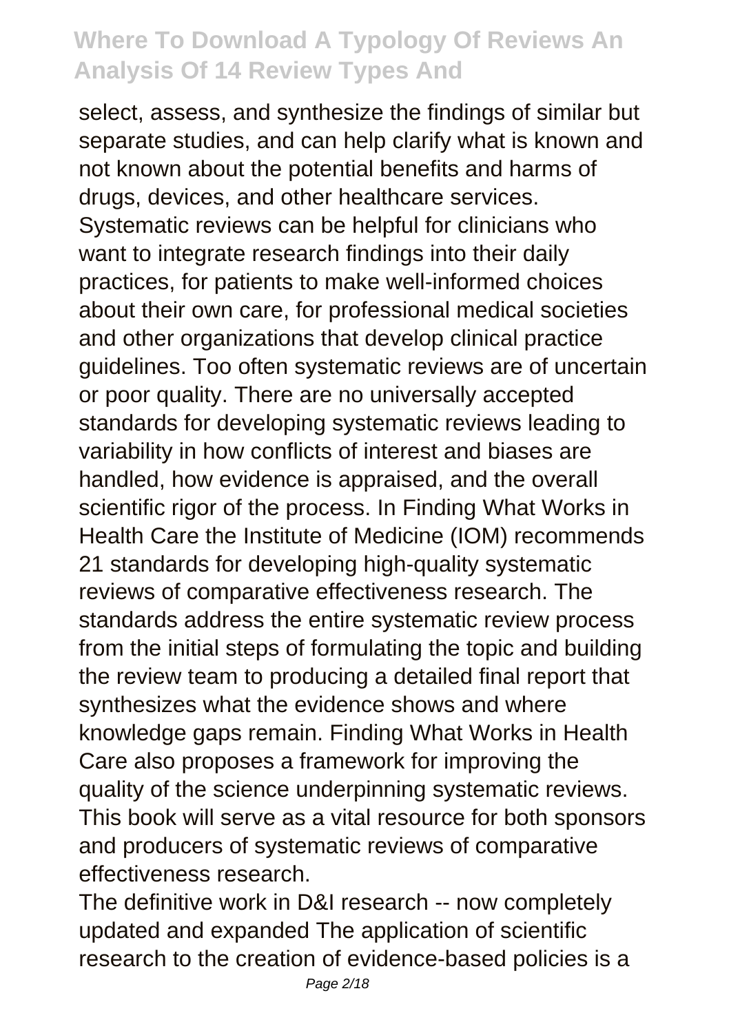select, assess, and synthesize the findings of similar but separate studies, and can help clarify what is known and not known about the potential benefits and harms of drugs, devices, and other healthcare services. Systematic reviews can be helpful for clinicians who want to integrate research findings into their daily practices, for patients to make well-informed choices about their own care, for professional medical societies and other organizations that develop clinical practice guidelines. Too often systematic reviews are of uncertain or poor quality. There are no universally accepted standards for developing systematic reviews leading to variability in how conflicts of interest and biases are handled, how evidence is appraised, and the overall scientific rigor of the process. In Finding What Works in Health Care the Institute of Medicine (IOM) recommends 21 standards for developing high-quality systematic reviews of comparative effectiveness research. The standards address the entire systematic review process from the initial steps of formulating the topic and building the review team to producing a detailed final report that synthesizes what the evidence shows and where knowledge gaps remain. Finding What Works in Health Care also proposes a framework for improving the quality of the science underpinning systematic reviews. This book will serve as a vital resource for both sponsors and producers of systematic reviews of comparative effectiveness research.

The definitive work in D&I research -- now completely updated and expanded The application of scientific research to the creation of evidence-based policies is a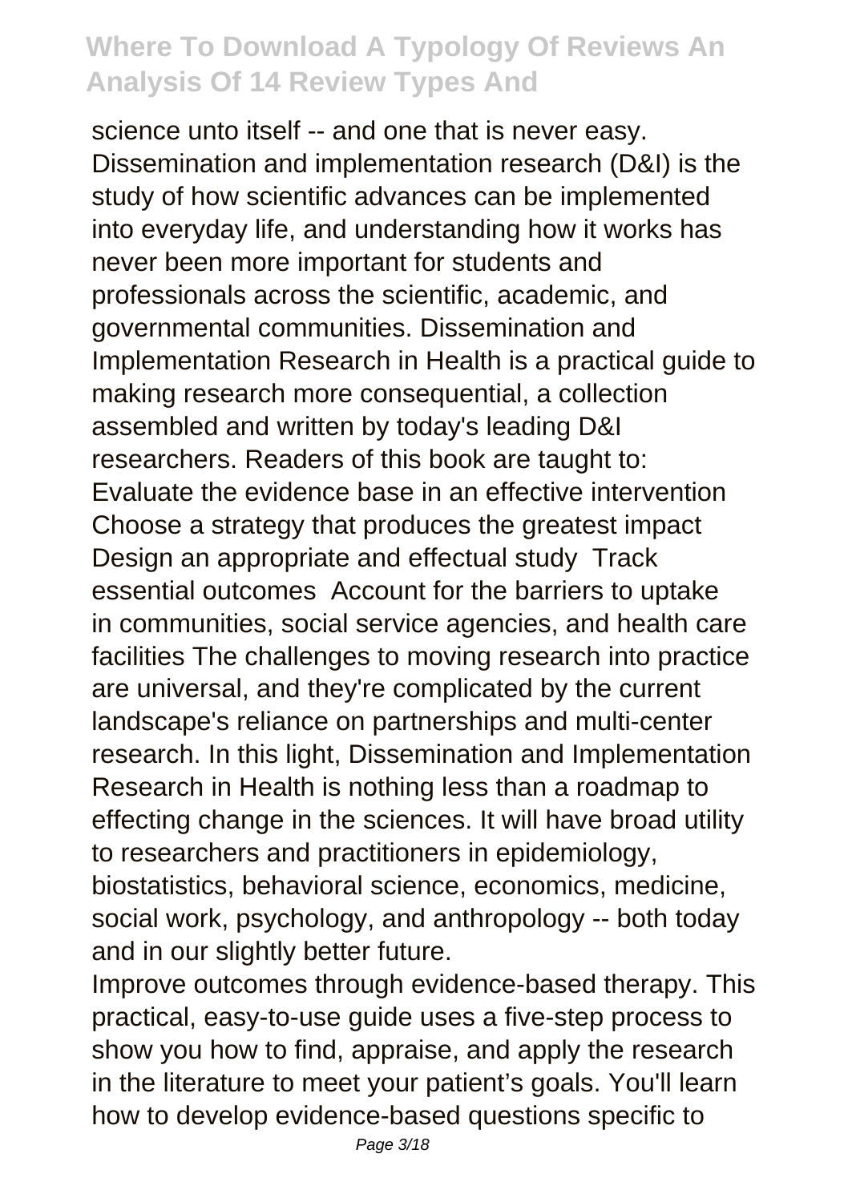science unto itself -- and one that is never easy. Dissemination and implementation research (D&I) is the study of how scientific advances can be implemented into everyday life, and understanding how it works has never been more important for students and professionals across the scientific, academic, and governmental communities. Dissemination and Implementation Research in Health is a practical guide to making research more consequential, a collection assembled and written by today's leading D&I researchers. Readers of this book are taught to: Evaluate the evidence base in an effective intervention Choose a strategy that produces the greatest impact Design an appropriate and effectual study Track essential outcomes Account for the barriers to uptake in communities, social service agencies, and health care facilities The challenges to moving research into practice are universal, and they're complicated by the current landscape's reliance on partnerships and multi-center research. In this light, Dissemination and Implementation Research in Health is nothing less than a roadmap to effecting change in the sciences. It will have broad utility to researchers and practitioners in epidemiology, biostatistics, behavioral science, economics, medicine, social work, psychology, and anthropology -- both today and in our slightly better future.

Improve outcomes through evidence-based therapy. This practical, easy-to-use guide uses a five-step process to show you how to find, appraise, and apply the research in the literature to meet your patient's goals. You'll learn how to develop evidence-based questions specific to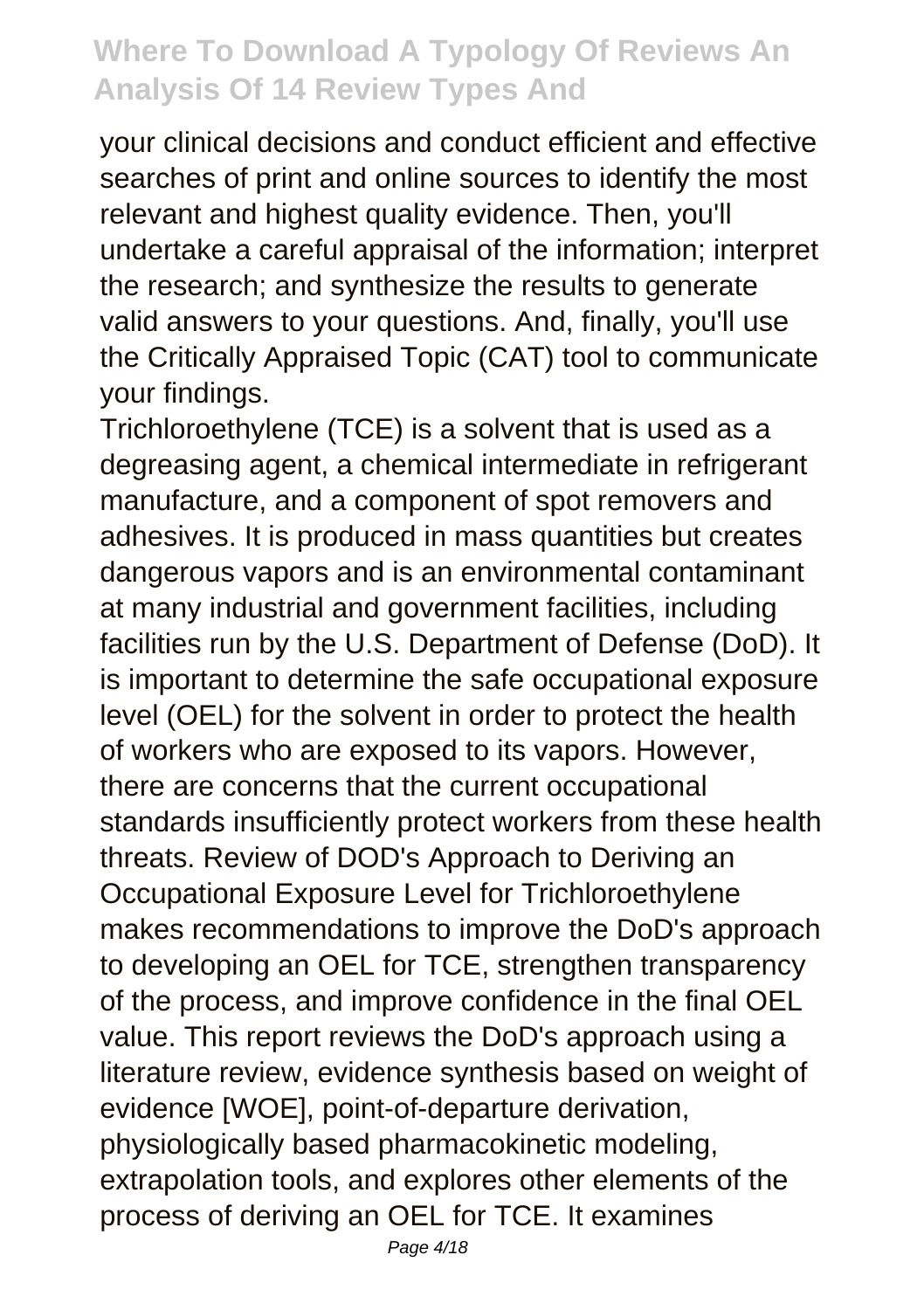your clinical decisions and conduct efficient and effective searches of print and online sources to identify the most relevant and highest quality evidence. Then, you'll undertake a careful appraisal of the information; interpret the research; and synthesize the results to generate valid answers to your questions. And, finally, you'll use the Critically Appraised Topic (CAT) tool to communicate your findings.

Trichloroethylene (TCE) is a solvent that is used as a degreasing agent, a chemical intermediate in refrigerant manufacture, and a component of spot removers and adhesives. It is produced in mass quantities but creates dangerous vapors and is an environmental contaminant at many industrial and government facilities, including facilities run by the U.S. Department of Defense (DoD). It is important to determine the safe occupational exposure level (OEL) for the solvent in order to protect the health of workers who are exposed to its vapors. However, there are concerns that the current occupational standards insufficiently protect workers from these health threats. Review of DOD's Approach to Deriving an Occupational Exposure Level for Trichloroethylene makes recommendations to improve the DoD's approach to developing an OEL for TCE, strengthen transparency of the process, and improve confidence in the final OEL value. This report reviews the DoD's approach using a literature review, evidence synthesis based on weight of evidence [WOE], point-of-departure derivation, physiologically based pharmacokinetic modeling, extrapolation tools, and explores other elements of the process of deriving an OEL for TCE. It examines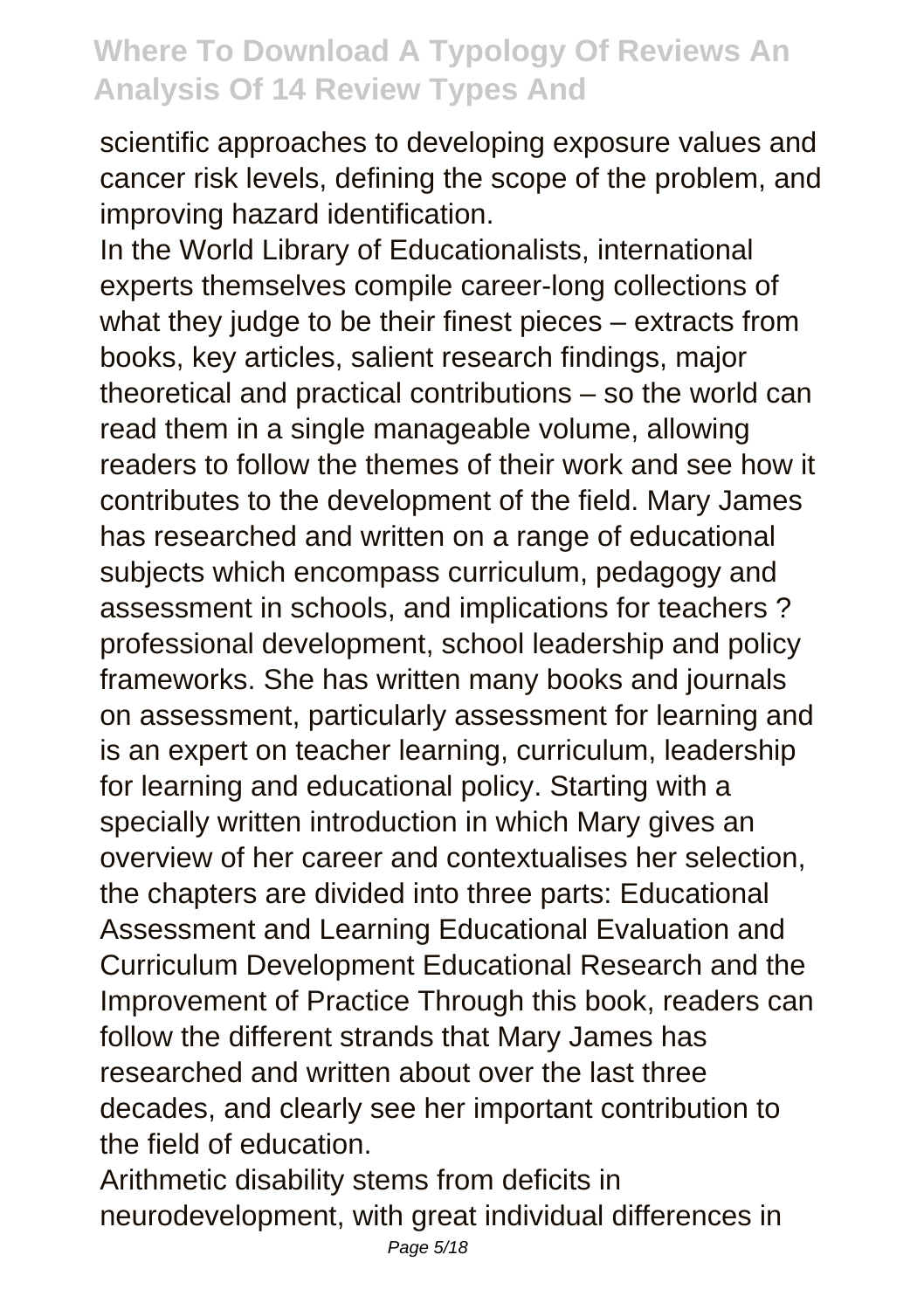scientific approaches to developing exposure values and cancer risk levels, defining the scope of the problem, and improving hazard identification.

In the World Library of Educationalists, international experts themselves compile career-long collections of what they judge to be their finest pieces – extracts from books, key articles, salient research findings, major theoretical and practical contributions – so the world can read them in a single manageable volume, allowing readers to follow the themes of their work and see how it contributes to the development of the field. Mary James has researched and written on a range of educational subjects which encompass curriculum, pedagogy and assessment in schools, and implications for teachers ? professional development, school leadership and policy frameworks. She has written many books and journals on assessment, particularly assessment for learning and is an expert on teacher learning, curriculum, leadership for learning and educational policy. Starting with a specially written introduction in which Mary gives an overview of her career and contextualises her selection, the chapters are divided into three parts: Educational Assessment and Learning Educational Evaluation and Curriculum Development Educational Research and the Improvement of Practice Through this book, readers can follow the different strands that Mary James has researched and written about over the last three decades, and clearly see her important contribution to the field of education.

Arithmetic disability stems from deficits in neurodevelopment, with great individual differences in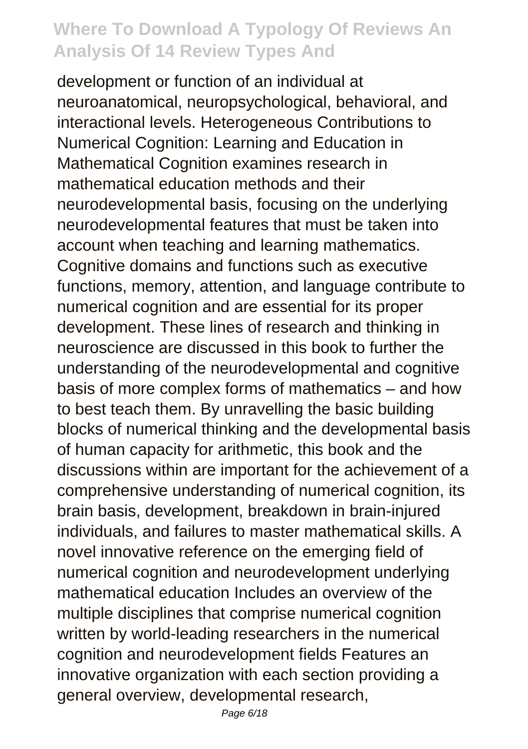development or function of an individual at neuroanatomical, neuropsychological, behavioral, and interactional levels. Heterogeneous Contributions to Numerical Cognition: Learning and Education in Mathematical Cognition examines research in mathematical education methods and their neurodevelopmental basis, focusing on the underlying neurodevelopmental features that must be taken into account when teaching and learning mathematics. Cognitive domains and functions such as executive functions, memory, attention, and language contribute to numerical cognition and are essential for its proper development. These lines of research and thinking in neuroscience are discussed in this book to further the understanding of the neurodevelopmental and cognitive basis of more complex forms of mathematics – and how to best teach them. By unravelling the basic building blocks of numerical thinking and the developmental basis of human capacity for arithmetic, this book and the discussions within are important for the achievement of a comprehensive understanding of numerical cognition, its brain basis, development, breakdown in brain-injured individuals, and failures to master mathematical skills. A novel innovative reference on the emerging field of numerical cognition and neurodevelopment underlying mathematical education Includes an overview of the multiple disciplines that comprise numerical cognition written by world-leading researchers in the numerical cognition and neurodevelopment fields Features an innovative organization with each section providing a general overview, developmental research,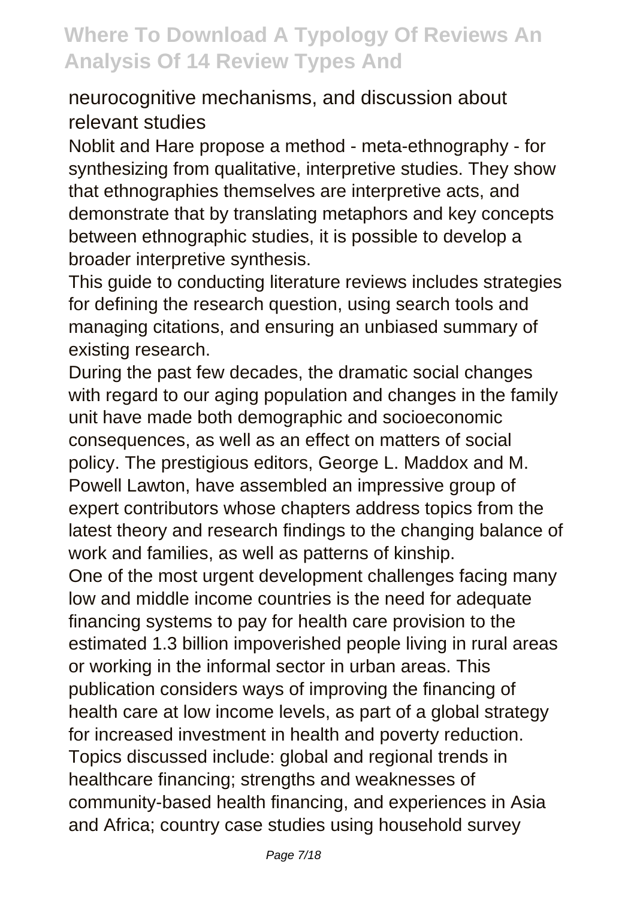neurocognitive mechanisms, and discussion about relevant studies

Noblit and Hare propose a method - meta-ethnography - for synthesizing from qualitative, interpretive studies. They show that ethnographies themselves are interpretive acts, and demonstrate that by translating metaphors and key concepts between ethnographic studies, it is possible to develop a broader interpretive synthesis.

This guide to conducting literature reviews includes strategies for defining the research question, using search tools and managing citations, and ensuring an unbiased summary of existing research.

During the past few decades, the dramatic social changes with regard to our aging population and changes in the family unit have made both demographic and socioeconomic consequences, as well as an effect on matters of social policy. The prestigious editors, George L. Maddox and M. Powell Lawton, have assembled an impressive group of expert contributors whose chapters address topics from the latest theory and research findings to the changing balance of work and families, as well as patterns of kinship.

One of the most urgent development challenges facing many low and middle income countries is the need for adequate financing systems to pay for health care provision to the estimated 1.3 billion impoverished people living in rural areas or working in the informal sector in urban areas. This publication considers ways of improving the financing of health care at low income levels, as part of a global strategy for increased investment in health and poverty reduction. Topics discussed include: global and regional trends in healthcare financing; strengths and weaknesses of community-based health financing, and experiences in Asia and Africa; country case studies using household survey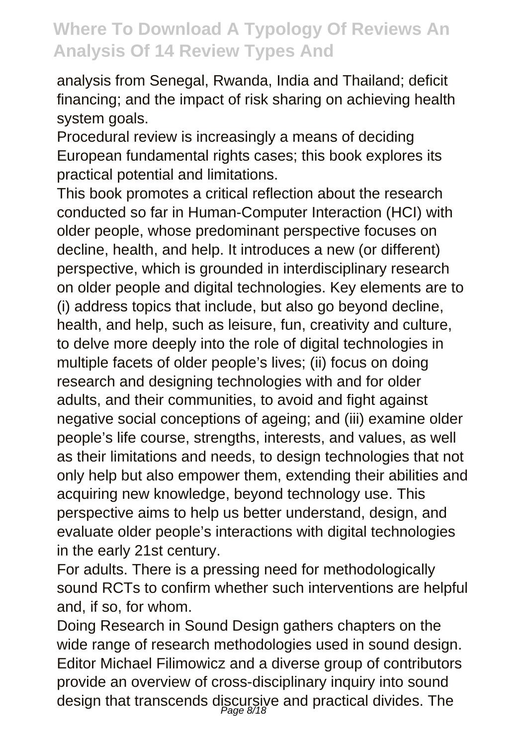analysis from Senegal, Rwanda, India and Thailand; deficit financing; and the impact of risk sharing on achieving health system goals.

Procedural review is increasingly a means of deciding European fundamental rights cases; this book explores its practical potential and limitations.

This book promotes a critical reflection about the research conducted so far in Human-Computer Interaction (HCI) with older people, whose predominant perspective focuses on decline, health, and help. It introduces a new (or different) perspective, which is grounded in interdisciplinary research on older people and digital technologies. Key elements are to (i) address topics that include, but also go beyond decline, health, and help, such as leisure, fun, creativity and culture, to delve more deeply into the role of digital technologies in multiple facets of older people's lives; (ii) focus on doing research and designing technologies with and for older adults, and their communities, to avoid and fight against negative social conceptions of ageing; and (iii) examine older people's life course, strengths, interests, and values, as well as their limitations and needs, to design technologies that not only help but also empower them, extending their abilities and acquiring new knowledge, beyond technology use. This perspective aims to help us better understand, design, and evaluate older people's interactions with digital technologies in the early 21st century.

For adults. There is a pressing need for methodologically sound RCTs to confirm whether such interventions are helpful and, if so, for whom.

Doing Research in Sound Design gathers chapters on the wide range of research methodologies used in sound design. Editor Michael Filimowicz and a diverse group of contributors provide an overview of cross-disciplinary inquiry into sound design that transcends discursive and practical divides. The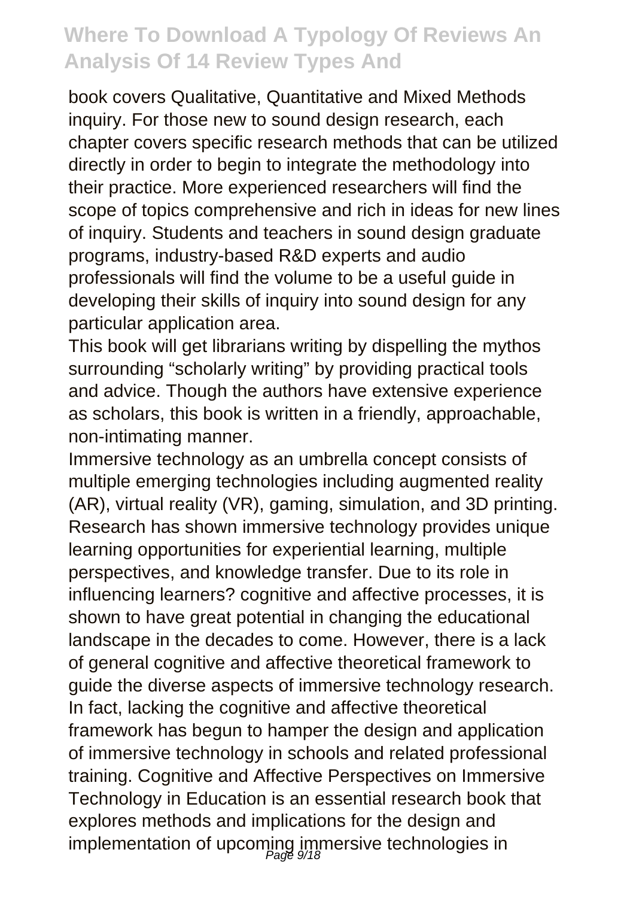book covers Qualitative, Quantitative and Mixed Methods inquiry. For those new to sound design research, each chapter covers specific research methods that can be utilized directly in order to begin to integrate the methodology into their practice. More experienced researchers will find the scope of topics comprehensive and rich in ideas for new lines of inquiry. Students and teachers in sound design graduate programs, industry-based R&D experts and audio professionals will find the volume to be a useful guide in developing their skills of inquiry into sound design for any particular application area.

This book will get librarians writing by dispelling the mythos surrounding "scholarly writing" by providing practical tools and advice. Though the authors have extensive experience as scholars, this book is written in a friendly, approachable, non-intimating manner.

Immersive technology as an umbrella concept consists of multiple emerging technologies including augmented reality (AR), virtual reality (VR), gaming, simulation, and 3D printing. Research has shown immersive technology provides unique learning opportunities for experiential learning, multiple perspectives, and knowledge transfer. Due to its role in influencing learners? cognitive and affective processes, it is shown to have great potential in changing the educational landscape in the decades to come. However, there is a lack of general cognitive and affective theoretical framework to guide the diverse aspects of immersive technology research. In fact, lacking the cognitive and affective theoretical framework has begun to hamper the design and application of immersive technology in schools and related professional training. Cognitive and Affective Perspectives on Immersive Technology in Education is an essential research book that explores methods and implications for the design and implementation of upcoming immersive technologies in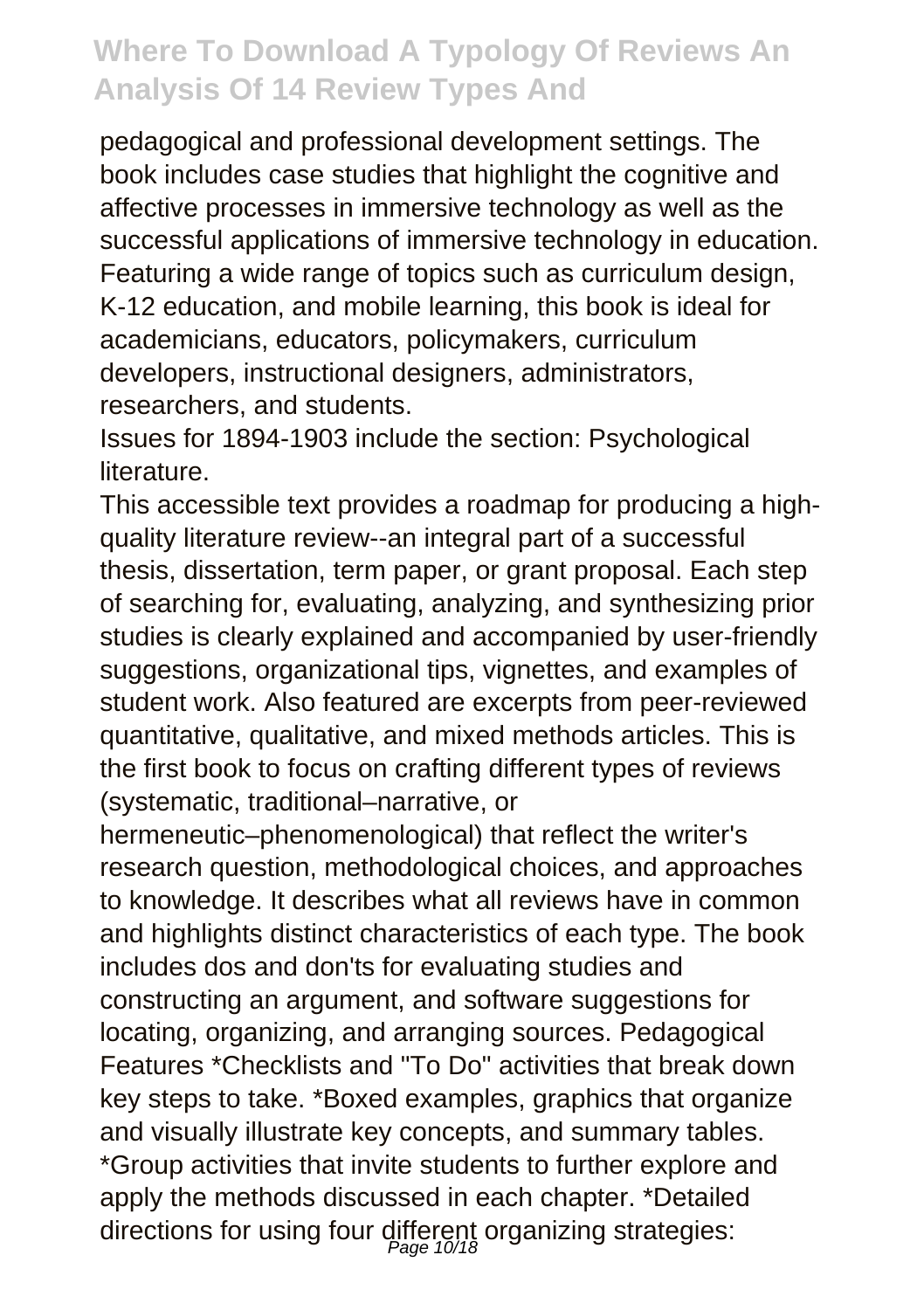pedagogical and professional development settings. The book includes case studies that highlight the cognitive and affective processes in immersive technology as well as the successful applications of immersive technology in education. Featuring a wide range of topics such as curriculum design, K-12 education, and mobile learning, this book is ideal for academicians, educators, policymakers, curriculum developers, instructional designers, administrators, researchers, and students.

Issues for 1894-1903 include the section: Psychological literature.

This accessible text provides a roadmap for producing a high-quality literature review--an integral part of a successful thesis, dissertation, term paper, or grant proposal. Each step of searching for, evaluating, analyzing, and synthesizing prior studies is clearly explained and accompanied by user-friendly suggestions, organizational tips, vignettes, and examples of student work. Also featured are excerpts from peer-reviewed quantitative, qualitative, and mixed methods articles. This is the first book to focus on crafting different types of reviews (systematic, traditional–narrative, or hermeneutic–phenomenological) that reflect the writer's research question, methodological choices, and approaches to knowledge. It describes what all reviews have in common and highlights distinct characteristics of each type. The book includes dos and don'ts for evaluating studies and constructing an argument, and software suggestions for locating, organizing, and arranging sources. Pedagogical Features *Checklists and "To Do" activities that break down key steps to take. *Boxed examples, graphics that organize and visually illustrate key concepts, and summary tables. *Group activities that invite students to further explore and apply the methods discussed in each chapter. *Detailed directions for using four different organizing strategies: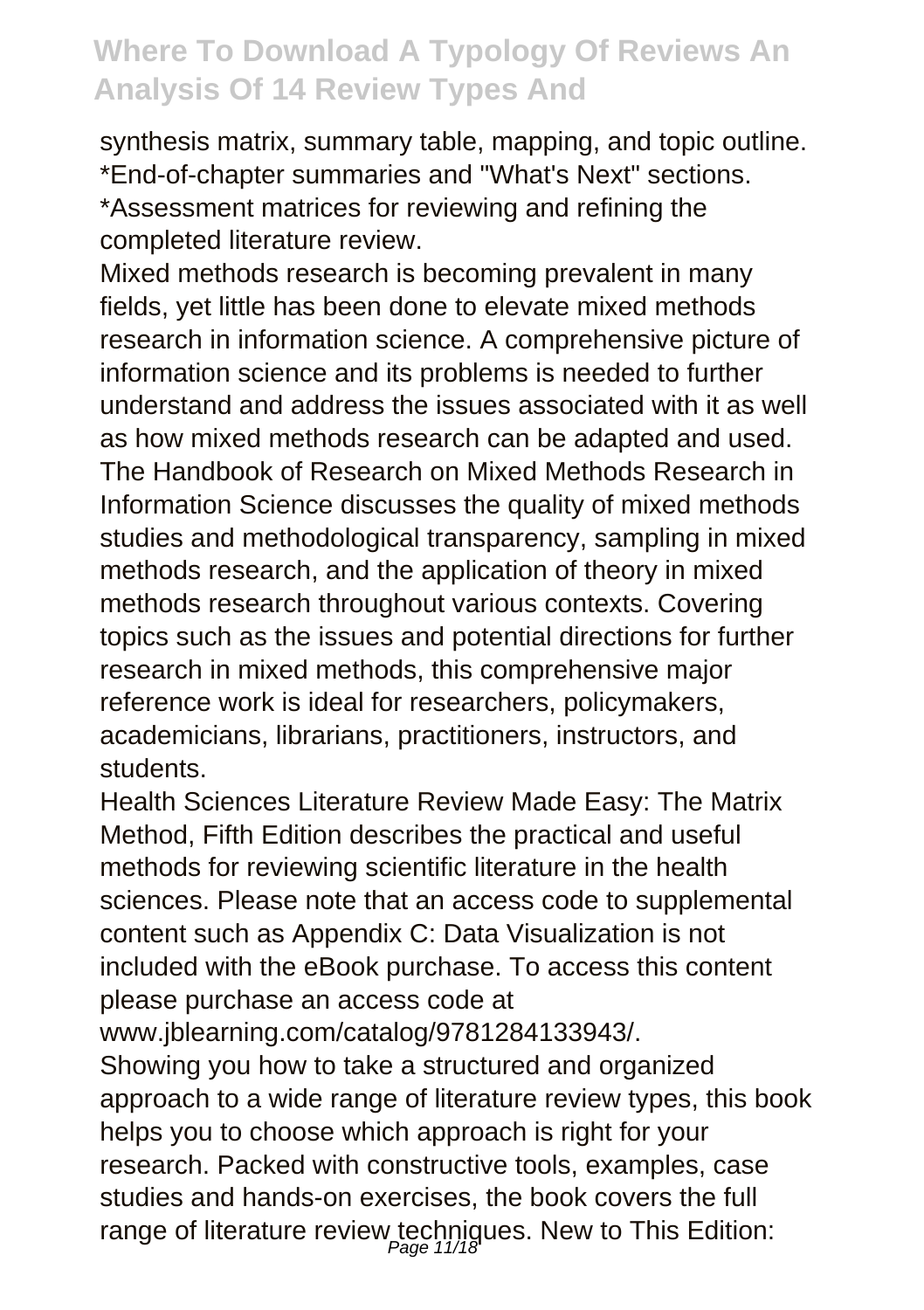synthesis matrix, summary table, mapping, and topic outline.
*End-of-chapter summaries and "What's Next" sections.
*Assessment matrices for reviewing and refining the completed literature review.

Mixed methods research is becoming prevalent in many fields, yet little has been done to elevate mixed methods research in information science. A comprehensive picture of information science and its problems is needed to further understand and address the issues associated with it as well as how mixed methods research can be adapted and used. The Handbook of Research on Mixed Methods Research in Information Science discusses the quality of mixed methods studies and methodological transparency, sampling in mixed methods research, and the application of theory in mixed methods research throughout various contexts. Covering topics such as the issues and potential directions for further research in mixed methods, this comprehensive major reference work is ideal for researchers, policymakers, academicians, librarians, practitioners, instructors, and students.

Health Sciences Literature Review Made Easy: The Matrix Method, Fifth Edition describes the practical and useful methods for reviewing scientific literature in the health sciences. Please note that an access code to supplemental content such as Appendix C: Data Visualization is not included with the eBook purchase. To access this content please purchase an access code at www.jblearning.com/catalog/9781284133943/.

Showing you how to take a structured and organized approach to a wide range of literature review types, this book helps you to choose which approach is right for your research. Packed with constructive tools, examples, case studies and hands-on exercises, the book covers the full range of literature review techniques. New to This Edition: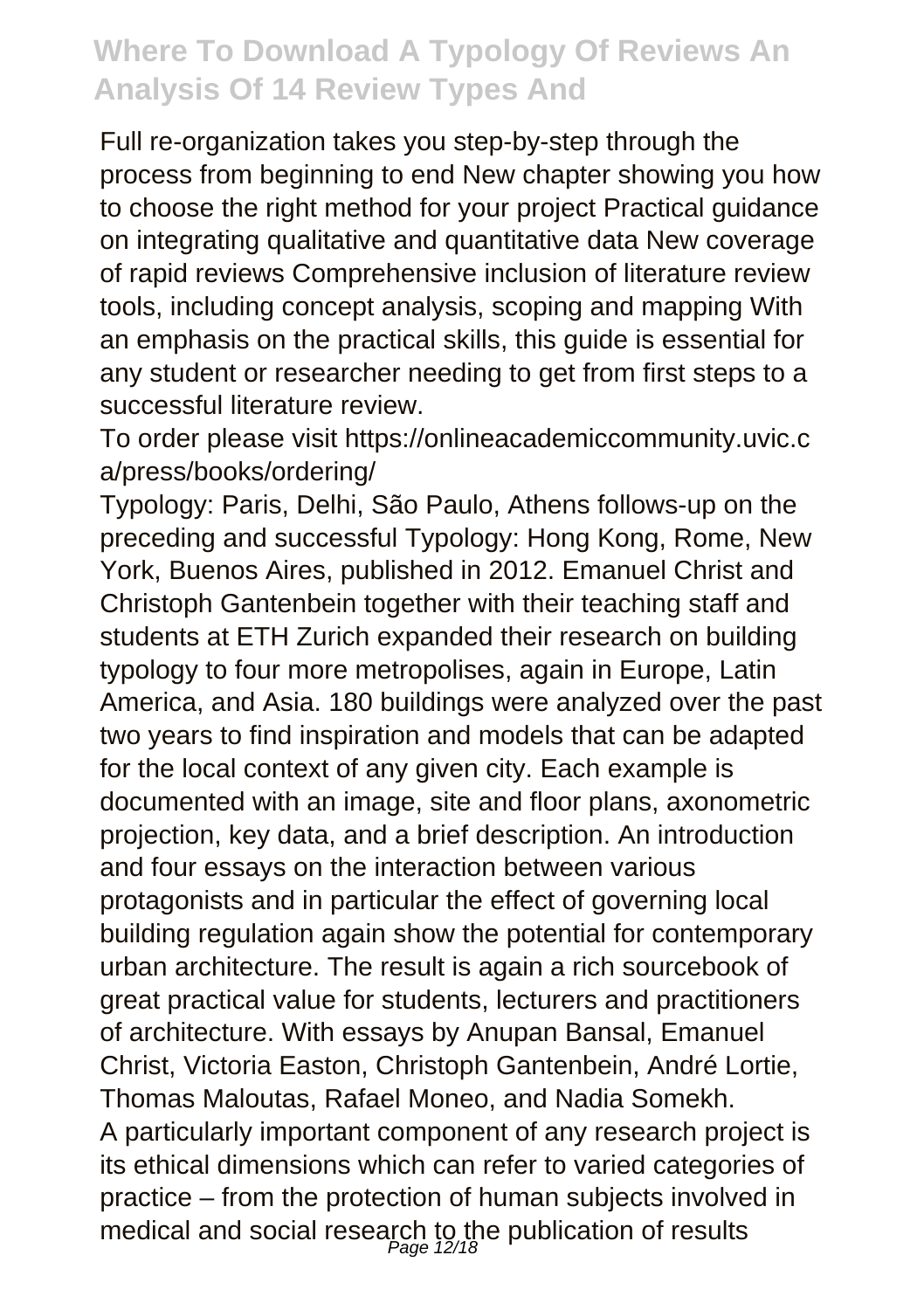Full re-organization takes you step-by-step through the process from beginning to end New chapter showing you how to choose the right method for your project Practical guidance on integrating qualitative and quantitative data New coverage of rapid reviews Comprehensive inclusion of literature review tools, including concept analysis, scoping and mapping With an emphasis on the practical skills, this guide is essential for any student or researcher needing to get from first steps to a successful literature review.

To order please visit https://onlineacademiccommunity.uvic.ca/press/books/ordering/

Typology: Paris, Delhi, São Paulo, Athens follows-up on the preceding and successful Typology: Hong Kong, Rome, New York, Buenos Aires, published in 2012. Emanuel Christ and Christoph Gantenbein together with their teaching staff and students at ETH Zurich expanded their research on building typology to four more metropolises, again in Europe, Latin America, and Asia. 180 buildings were analyzed over the past two years to find inspiration and models that can be adapted for the local context of any given city. Each example is documented with an image, site and floor plans, axonometric projection, key data, and a brief description. An introduction and four essays on the interaction between various protagonists and in particular the effect of governing local building regulation again show the potential for contemporary urban architecture. The result is again a rich sourcebook of great practical value for students, lecturers and practitioners of architecture. With essays by Anupan Bansal, Emanuel Christ, Victoria Easton, Christoph Gantenbein, André Lortie, Thomas Maloutas, Rafael Moneo, and Nadia Somekh.

A particularly important component of any research project is its ethical dimensions which can refer to varied categories of practice – from the protection of human subjects involved in medical and social research to the publication of results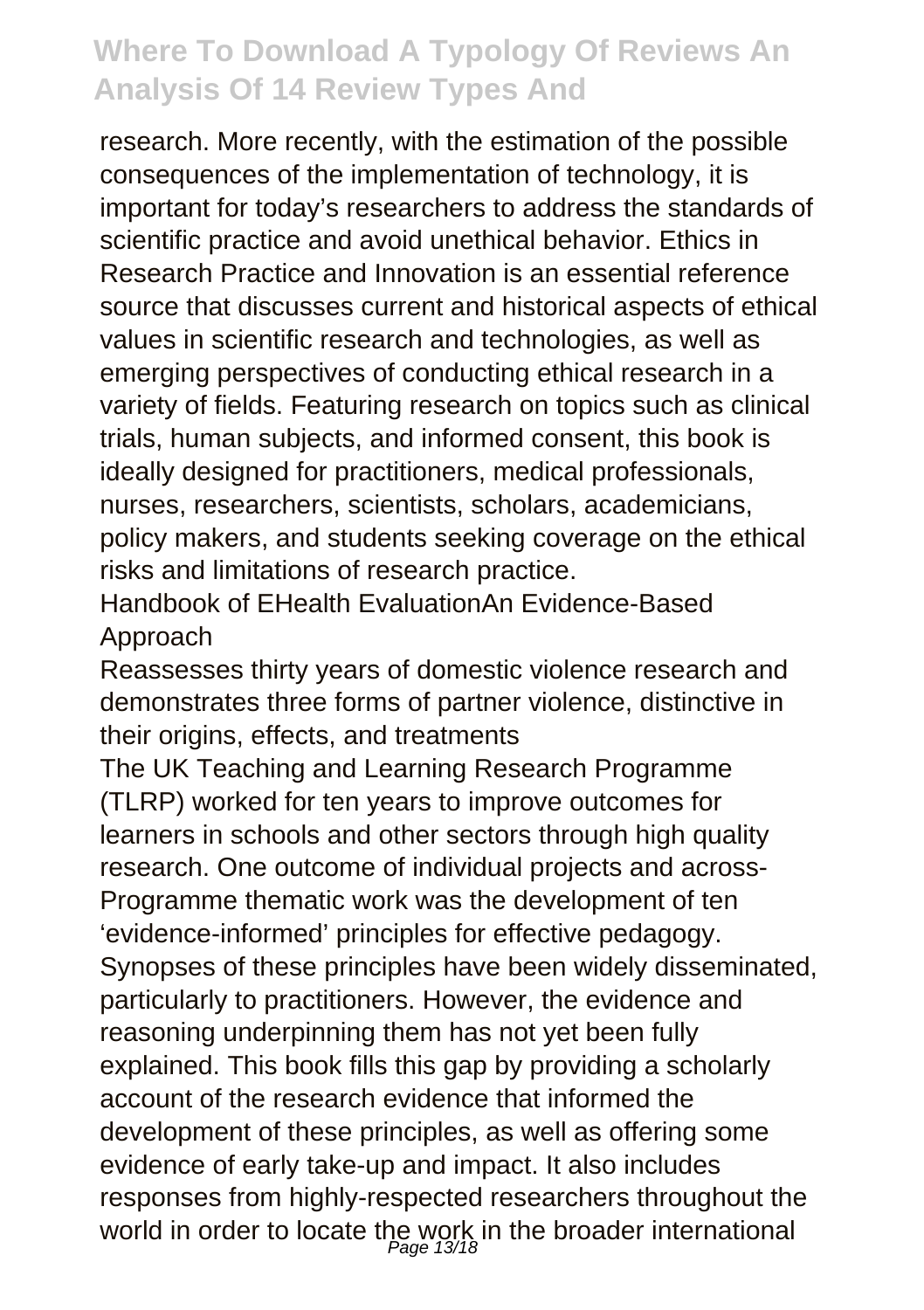research. More recently, with the estimation of the possible consequences of the implementation of technology, it is important for today's researchers to address the standards of scientific practice and avoid unethical behavior. Ethics in Research Practice and Innovation is an essential reference source that discusses current and historical aspects of ethical values in scientific research and technologies, as well as emerging perspectives of conducting ethical research in a variety of fields. Featuring research on topics such as clinical trials, human subjects, and informed consent, this book is ideally designed for practitioners, medical professionals, nurses, researchers, scientists, scholars, academicians, policy makers, and students seeking coverage on the ethical risks and limitations of research practice.

Handbook of EHealth EvaluationAn Evidence-Based Approach

Reassesses thirty years of domestic violence research and demonstrates three forms of partner violence, distinctive in their origins, effects, and treatments

The UK Teaching and Learning Research Programme (TLRP) worked for ten years to improve outcomes for learners in schools and other sectors through high quality research. One outcome of individual projects and across-Programme thematic work was the development of ten 'evidence-informed' principles for effective pedagogy. Synopses of these principles have been widely disseminated, particularly to practitioners. However, the evidence and reasoning underpinning them has not yet been fully explained. This book fills this gap by providing a scholarly account of the research evidence that informed the development of these principles, as well as offering some evidence of early take-up and impact. It also includes responses from highly-respected researchers throughout the world in order to locate the work in the broader international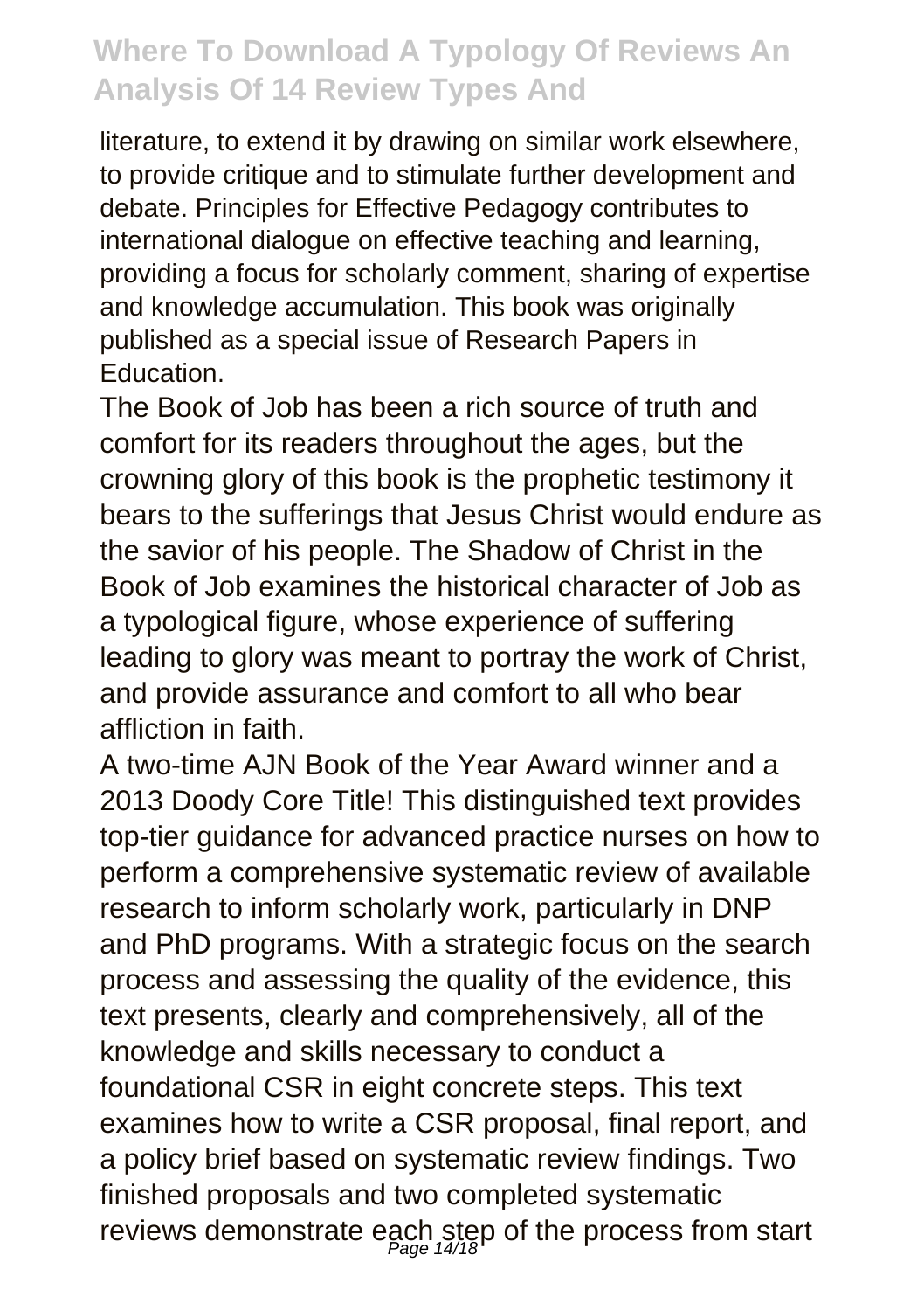literature, to extend it by drawing on similar work elsewhere, to provide critique and to stimulate further development and debate. Principles for Effective Pedagogy contributes to international dialogue on effective teaching and learning, providing a focus for scholarly comment, sharing of expertise and knowledge accumulation. This book was originally published as a special issue of Research Papers in Education.

The Book of Job has been a rich source of truth and comfort for its readers throughout the ages, but the crowning glory of this book is the prophetic testimony it bears to the sufferings that Jesus Christ would endure as the savior of his people. The Shadow of Christ in the Book of Job examines the historical character of Job as a typological figure, whose experience of suffering leading to glory was meant to portray the work of Christ, and provide assurance and comfort to all who bear affliction in faith.

A two-time AJN Book of the Year Award winner and a 2013 Doody Core Title! This distinguished text provides top-tier guidance for advanced practice nurses on how to perform a comprehensive systematic review of available research to inform scholarly work, particularly in DNP and PhD programs. With a strategic focus on the search process and assessing the quality of the evidence, this text presents, clearly and comprehensively, all of the knowledge and skills necessary to conduct a foundational CSR in eight concrete steps. This text examines how to write a CSR proposal, final report, and a policy brief based on systematic review findings. Two finished proposals and two completed systematic reviews demonstrate each step of the process from start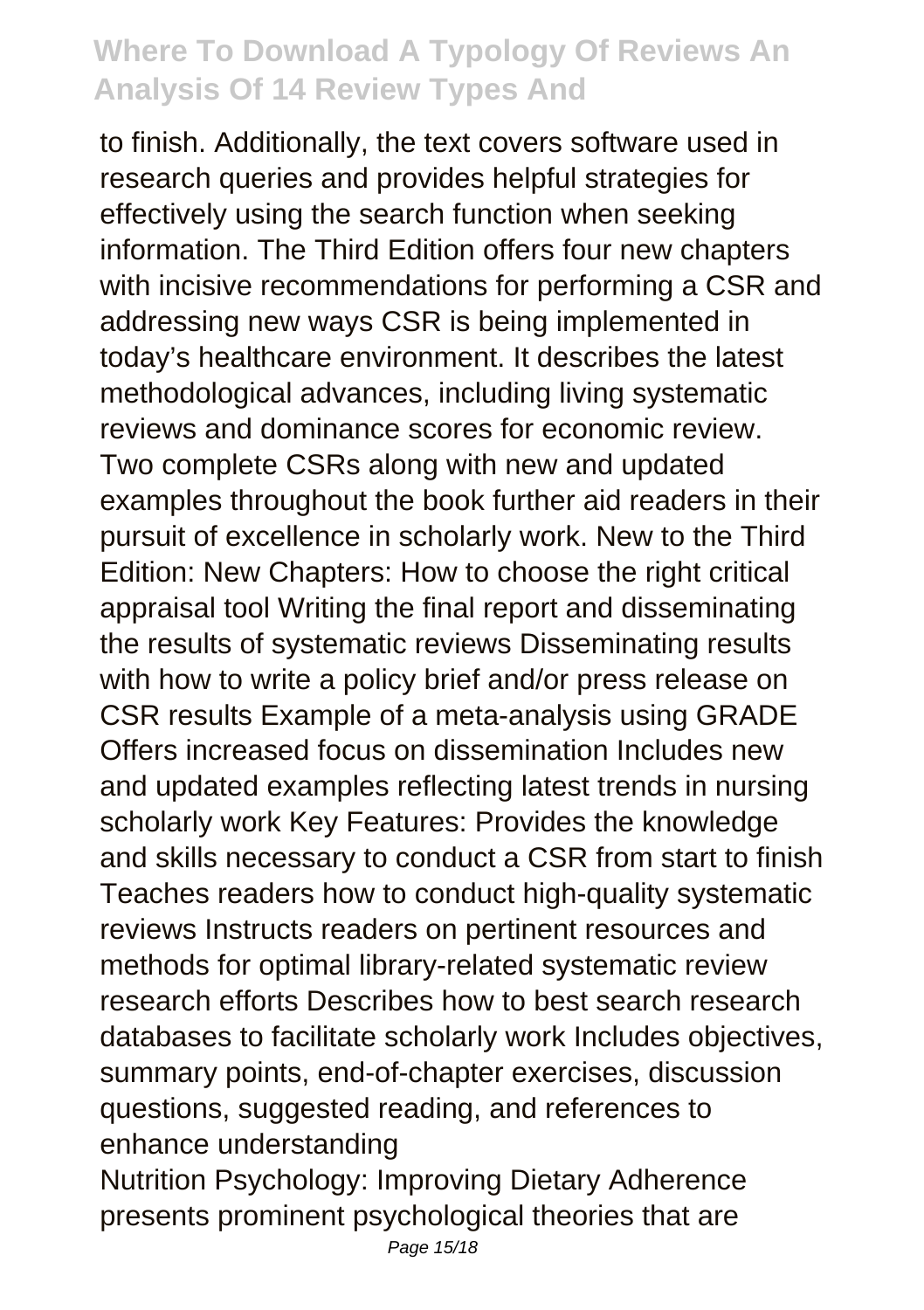to finish. Additionally, the text covers software used in research queries and provides helpful strategies for effectively using the search function when seeking information. The Third Edition offers four new chapters with incisive recommendations for performing a CSR and addressing new ways CSR is being implemented in today's healthcare environment. It describes the latest methodological advances, including living systematic reviews and dominance scores for economic review. Two complete CSRs along with new and updated examples throughout the book further aid readers in their pursuit of excellence in scholarly work. New to the Third Edition: New Chapters: How to choose the right critical appraisal tool Writing the final report and disseminating the results of systematic reviews Disseminating results with how to write a policy brief and/or press release on CSR results Example of a meta-analysis using GRADE Offers increased focus on dissemination Includes new and updated examples reflecting latest trends in nursing scholarly work Key Features: Provides the knowledge and skills necessary to conduct a CSR from start to finish Teaches readers how to conduct high-quality systematic reviews Instructs readers on pertinent resources and methods for optimal library-related systematic review research efforts Describes how to best search research databases to facilitate scholarly work Includes objectives, summary points, end-of-chapter exercises, discussion questions, suggested reading, and references to enhance understanding

Nutrition Psychology: Improving Dietary Adherence presents prominent psychological theories that are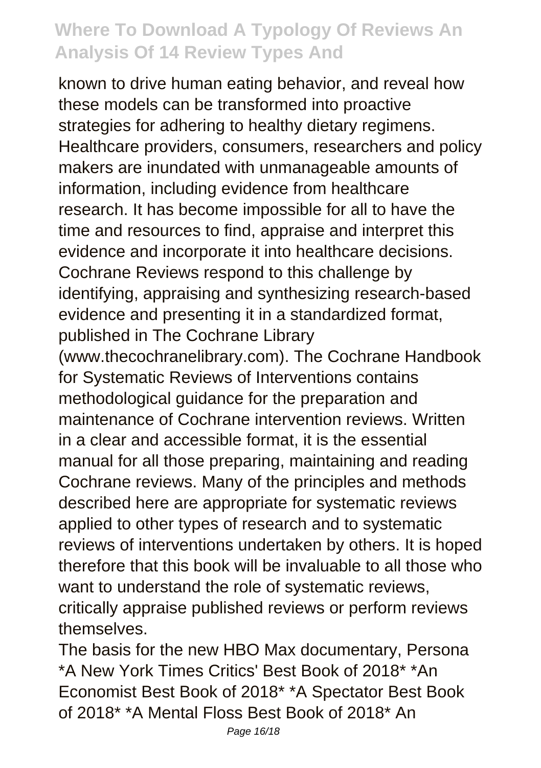known to drive human eating behavior, and reveal how these models can be transformed into proactive strategies for adhering to healthy dietary regimens.

Healthcare providers, consumers, researchers and policy makers are inundated with unmanageable amounts of information, including evidence from healthcare research. It has become impossible for all to have the time and resources to find, appraise and interpret this evidence and incorporate it into healthcare decisions. Cochrane Reviews respond to this challenge by identifying, appraising and synthesizing research-based evidence and presenting it in a standardized format, published in The Cochrane Library (www.thecochranelibrary.com). The Cochrane Handbook for Systematic Reviews of Interventions contains methodological guidance for the preparation and maintenance of Cochrane intervention reviews. Written in a clear and accessible format, it is the essential manual for all those preparing, maintaining and reading Cochrane reviews. Many of the principles and methods described here are appropriate for systematic reviews applied to other types of research and to systematic reviews of interventions undertaken by others. It is hoped therefore that this book will be invaluable to all those who want to understand the role of systematic reviews, critically appraise published reviews or perform reviews themselves.

The basis for the new HBO Max documentary, Persona *A New York Times Critics' Best Book of 2018* *An Economist Best Book of 2018* *A Spectator Best Book of 2018* *A Mental Floss Best Book of 2018* An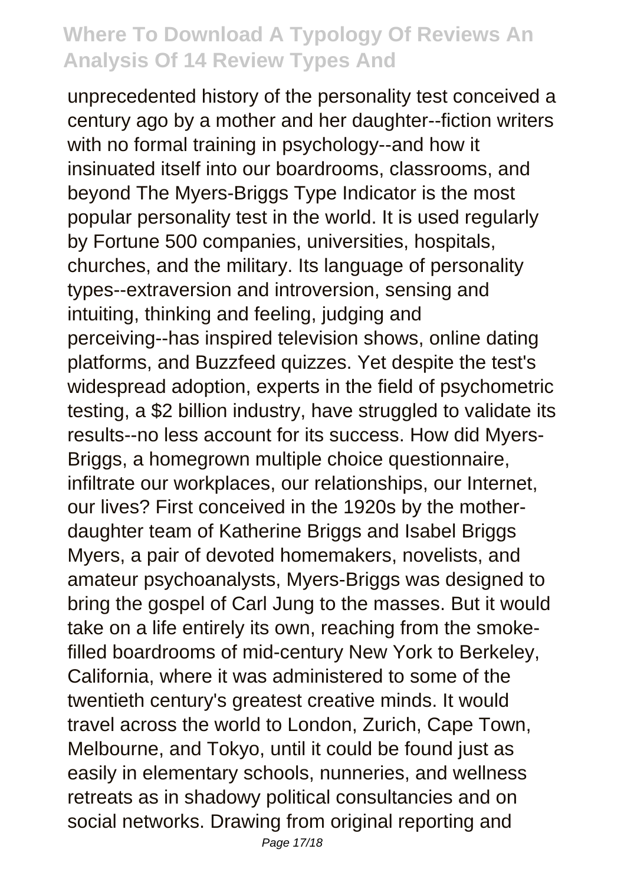unprecedented history of the personality test conceived a century ago by a mother and her daughter--fiction writers with no formal training in psychology--and how it insinuated itself into our boardrooms, classrooms, and beyond The Myers-Briggs Type Indicator is the most popular personality test in the world. It is used regularly by Fortune 500 companies, universities, hospitals, churches, and the military. Its language of personality types--extraversion and introversion, sensing and intuiting, thinking and feeling, judging and perceiving--has inspired television shows, online dating platforms, and Buzzfeed quizzes. Yet despite the test's widespread adoption, experts in the field of psychometric testing, a $2 billion industry, have struggled to validate its results--no less account for its success. How did Myers-Briggs, a homegrown multiple choice questionnaire, infiltrate our workplaces, our relationships, our Internet, our lives? First conceived in the 1920s by the mother-daughter team of Katherine Briggs and Isabel Briggs Myers, a pair of devoted homemakers, novelists, and amateur psychoanalysts, Myers-Briggs was designed to bring the gospel of Carl Jung to the masses. But it would take on a life entirely its own, reaching from the smoke-filled boardrooms of mid-century New York to Berkeley, California, where it was administered to some of the twentieth century's greatest creative minds. It would travel across the world to London, Zurich, Cape Town, Melbourne, and Tokyo, until it could be found just as easily in elementary schools, nunneries, and wellness retreats as in shadowy political consultancies and on social networks. Drawing from original reporting and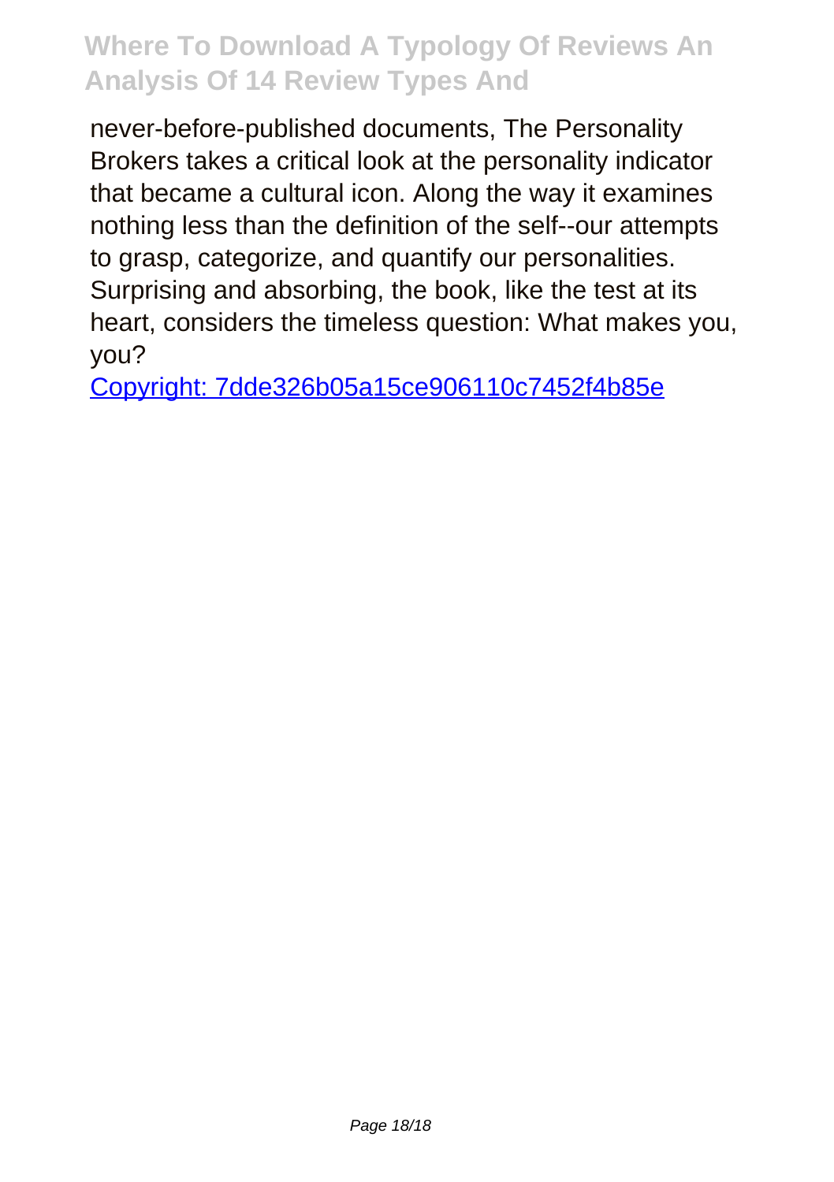never-before-published documents, The Personality Brokers takes a critical look at the personality indicator that became a cultural icon. Along the way it examines nothing less than the definition of the self--our attempts to grasp, categorize, and quantify our personalities. Surprising and absorbing, the book, like the test at its heart, considers the timeless question: What makes you, you?

Copyright: 7dde326b05a15ce906110c7452f4b85e